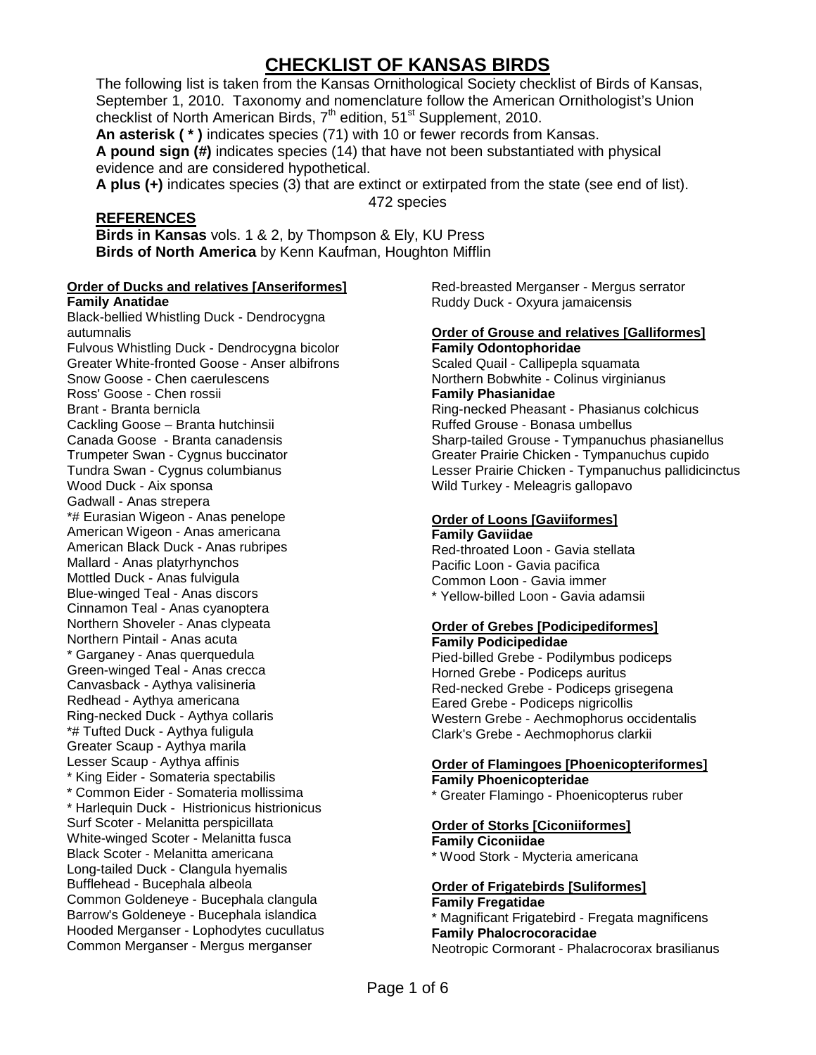# CHECKLIST OF KANSAS BIRDS

The following list is taken from the Kansas Ornithological Society checklist of Birds of Kansas, September 1, 2010. Taxonomy and nomenclature follow the American Ornithologist's Union checklist of North American Birds, 7th edition, 51st Supplement, 2010.

**An asterisk ( * )** indicates species (71) with 10 or fewer records from Kansas.

**A pound sign (#)** indicates species (14) that have not been substantiated with physical evidence and are considered hypothetical.

**A plus (+)** indicates species (3) that are extinct or extirpated from the state (see end of list).

472 species

## REFERENCES

**Birds in Kansas** vols. 1 & 2, by Thompson & Ely, KU Press

**Birds of North America** by Kenn Kaufman, Houghton Mifflin

### Order of Ducks and relatives [Anseriformes]

**Family Anatidae**

Black-bellied Whistling Duck - Dendrocygna autumnalis
Fulvous Whistling Duck - Dendrocygna bicolor
Greater White-fronted Goose - Anser albifrons
Snow Goose - Chen caerulescens
Ross' Goose - Chen rossii
Brant - Branta bernicla
Cackling Goose – Branta hutchinsii
Canada Goose - Branta canadensis
Trumpeter Swan - Cygnus buccinator
Tundra Swan - Cygnus columbianus
Wood Duck - Aix sponsa
Gadwall - Anas strepera
*# Eurasian Wigeon - Anas penelope
American Wigeon - Anas americana
American Black Duck - Anas rubripes
Mallard - Anas platyrhynchos
Mottled Duck - Anas fulvigula
Blue-winged Teal - Anas discors
Cinnamon Teal - Anas cyanoptera
Northern Shoveler - Anas clypeata
Northern Pintail - Anas acuta
* Garganey - Anas querquedula
Green-winged Teal - Anas crecca
Canvasback - Aythya valisineria
Redhead - Aythya americana
Ring-necked Duck - Aythya collaris
*# Tufted Duck - Aythya fuligula
Greater Scaup - Aythya marila
Lesser Scaup - Aythya affinis
* King Eider - Somateria spectabilis
* Common Eider - Somateria mollissima
* Harlequin Duck - Histrionicus histrionicus
Surf Scoter - Melanitta perspicillata
White-winged Scoter - Melanitta fusca
Black Scoter - Melanitta americana
Long-tailed Duck - Clangula hyemalis
Bufflehead - Bucephala albeola
Common Goldeneye - Bucephala clangula
Barrow's Goldeneye - Bucephala islandica
Hooded Merganser - Lophodytes cucullatus
Common Merganser - Mergus merganser
Red-breasted Merganser - Mergus serrator
Ruddy Duck - Oxyura jamaicensis

### Order of Grouse and relatives [Galliformes]

**Family Odontophoridae**

Scaled Quail - Callipepla squamata
Northern Bobwhite - Colinus virginianus

**Family Phasianidae**

Ring-necked Pheasant - Phasianus colchicus
Ruffed Grouse - Bonasa umbellus
Sharp-tailed Grouse - Tympanuchus phasianellus
Greater Prairie Chicken - Tympanuchus cupido
Lesser Prairie Chicken - Tympanuchus pallidicinctus
Wild Turkey - Meleagris gallopavo

### Order of Loons [Gaviiformes]

**Family Gaviidae**

Red-throated Loon - Gavia stellata
Pacific Loon - Gavia pacifica
Common Loon - Gavia immer
* Yellow-billed Loon - Gavia adamsii

### Order of Grebes [Podicipediformes]

**Family Podicipedidae**

Pied-billed Grebe - Podilymbus podiceps
Horned Grebe - Podiceps auritus
Red-necked Grebe - Podiceps grisegena
Eared Grebe - Podiceps nigricollis
Western Grebe - Aechmophorus occidentalis
Clark's Grebe - Aechmophorus clarkii

### Order of Flamingoes [Phoenicopteriformes]

**Family Phoenicopteridae**

* Greater Flamingo - Phoenicopterus ruber

### Order of Storks [Ciconiiformes]

**Family Ciconiidae**

* Wood Stork - Mycteria americana

### Order of Frigatebirds [Suliformes]

**Family Fregatidae**

* Magnificant Frigatebird - Fregata magnificens

**Family Phalocrocoracidae**

Neotropic Cormorant - Phalacrocorax brasilianus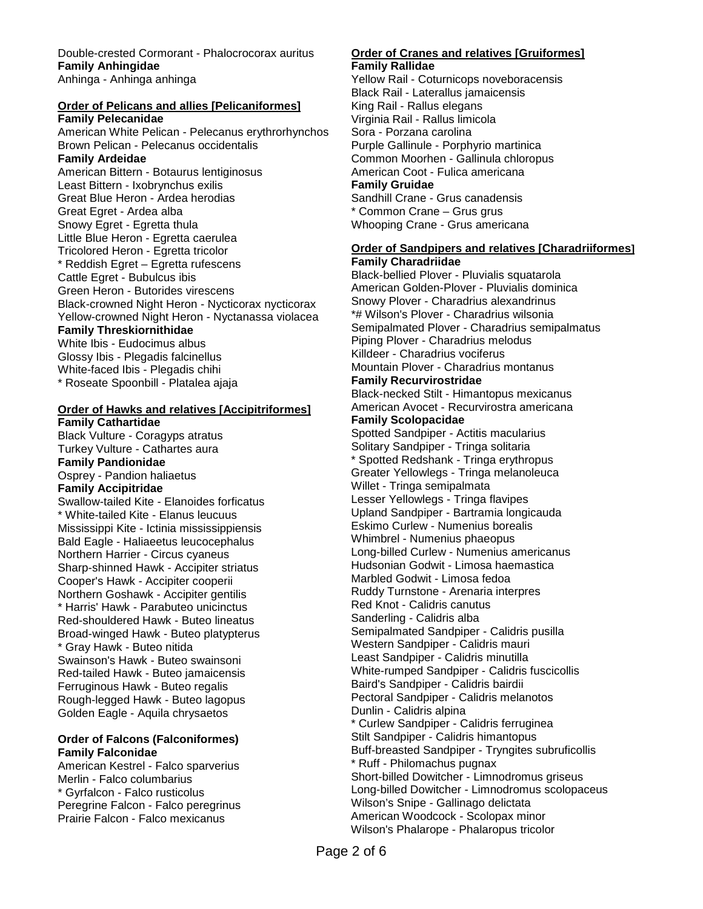Double-crested Cormorant - Phalocrocorax auritus

**Family Anhingidae**

Anhinga - Anhinga anhinga

**Order of Pelicans and allies [Pelicaniformes]**

**Family Pelecanidae**

American White Pelican - Pelecanus erythrorhynchos
Brown Pelican - Pelecanus occidentalis

**Family Ardeidae**

American Bittern - Botaurus lentiginosus
Least Bittern - Ixobrynchus exilis
Great Blue Heron - Ardea herodias
Great Egret - Ardea alba
Snowy Egret - Egretta thula
Little Blue Heron - Egretta caerulea
Tricolored Heron - Egretta tricolor
* Reddish Egret – Egretta rufescens
Cattle Egret - Bubulcus ibis
Green Heron - Butorides virescens
Black-crowned Night Heron - Nycticorax nycticorax
Yellow-crowned Night Heron - Nyctanassa violacea

**Family Threskiornithidae**

White Ibis - Eudocimus albus
Glossy Ibis - Plegadis falcinellus
White-faced Ibis - Plegadis chihi
* Roseate Spoonbill - Platalea ajaja

**Order of Hawks and relatives [Accipitriformes]**

**Family Cathartidae**

Black Vulture - Coragyps atratus
Turkey Vulture - Cathartes aura

**Family Pandionidae**

Osprey - Pandion haliaetus

**Family Accipitridae**

Swallow-tailed Kite - Elanoides forficatus
* White-tailed Kite - Elanus leucuus
Mississippi Kite - Ictinia mississippiensis
Bald Eagle - Haliaeetus leucocephalus
Northern Harrier - Circus cyaneus
Sharp-shinned Hawk - Accipiter striatus
Cooper's Hawk - Accipiter cooperii
Northern Goshawk - Accipiter gentilis
* Harris' Hawk - Parabuteo unicinctus
Red-shouldered Hawk - Buteo lineatus
Broad-winged Hawk - Buteo platypterus
* Gray Hawk - Buteo nitida
Swainson's Hawk - Buteo swainsoni
Red-tailed Hawk - Buteo jamaicensis
Ferruginous Hawk - Buteo regalis
Rough-legged Hawk - Buteo lagopus
Golden Eagle - Aquila chrysaetos

**Order of Falcons (Falconiformes)**

**Family Falconidae**

American Kestrel - Falco sparverius
Merlin - Falco columbarius
* Gyrfalcon - Falco rusticolus
Peregrine Falcon - Falco peregrinus
Prairie Falcon - Falco mexicanus

**Order of Cranes and relatives [Gruiformes]**

**Family Rallidae**

Yellow Rail - Coturnicops noveboracensis
Black Rail - Laterallus jamaicensis
King Rail - Rallus elegans
Virginia Rail - Rallus limicola
Sora - Porzana carolina
Purple Gallinule - Porphyrio martinica
Common Moorhen - Gallinula chloropus
American Coot - Fulica americana

**Family Gruidae**

Sandhill Crane - Grus canadensis
* Common Crane – Grus grus
Whooping Crane - Grus americana

**Order of Sandpipers and relatives [Charadriiformes]**

**Family Charadriidae**

Black-bellied Plover - Pluvialis squatarola
American Golden-Plover - Pluvialis dominica
Snowy Plover - Charadrius alexandrinus
*# Wilson's Plover - Charadrius wilsonia
Semipalmated Plover - Charadrius semipalmatus
Piping Plover - Charadrius melodus
Killdeer - Charadrius vociferus
Mountain Plover - Charadrius montanus

**Family Recurvirostridae**

Black-necked Stilt - Himantopus mexicanus
American Avocet - Recurvirostra americana

**Family Scolopacidae**

Spotted Sandpiper - Actitis macularius
Solitary Sandpiper - Tringa solitaria
* Spotted Redshank - Tringa erythropus
Greater Yellowlegs - Tringa melanoleuca
Willet - Tringa semipalmata
Lesser Yellowlegs - Tringa flavipes
Upland Sandpiper - Bartramia longicauda
Eskimo Curlew - Numenius borealis
Whimbrel - Numenius phaeopus
Long-billed Curlew - Numenius americanus
Hudsonian Godwit - Limosa haemastica
Marbled Godwit - Limosa fedoa
Ruddy Turnstone - Arenaria interpres
Red Knot - Calidris canutus
Sanderling - Calidris alba
Semipalmated Sandpiper - Calidris pusilla
Western Sandpiper - Calidris mauri
Least Sandpiper - Calidris minutilla
White-rumped Sandpiper - Calidris fuscicollis
Baird's Sandpiper - Calidris bairdii
Pectoral Sandpiper - Calidris melanotos
Dunlin - Calidris alpina
* Curlew Sandpiper - Calidris ferruginea
Stilt Sandpiper - Calidris himantopus
Buff-breasted Sandpiper - Tryngites subruficollis
* Ruff - Philomachus pugnax
Short-billed Dowitcher - Limnodromus griseus
Long-billed Dowitcher - Limnodromus scolopaceus
Wilson's Snipe - Gallinago delictata
American Woodcock - Scolopax minor
Wilson's Phalarope - Phalaropus tricolor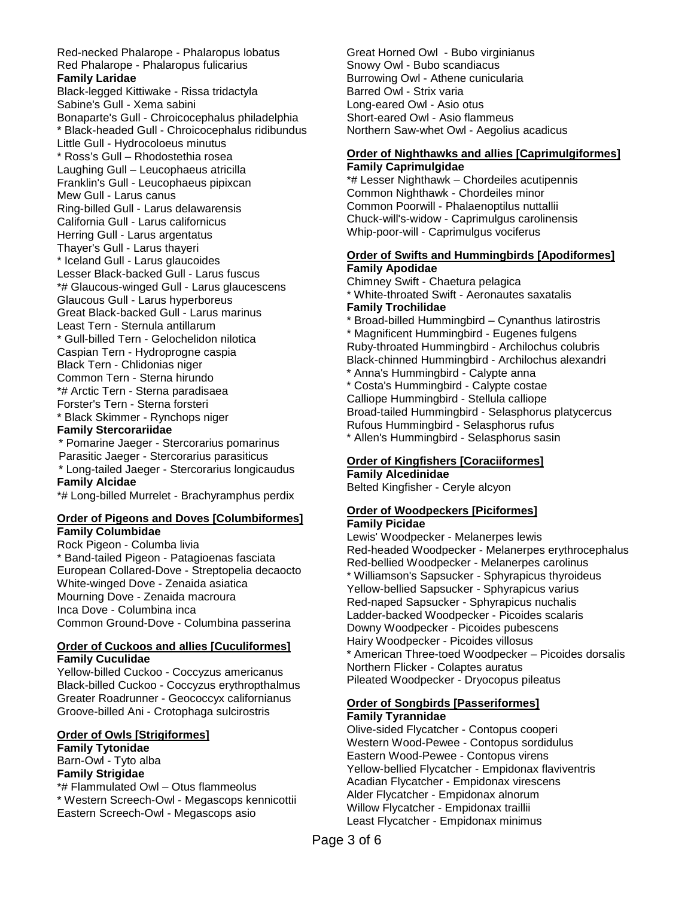Red-necked Phalarope - Phalaropus lobatus
Red Phalarope - Phalaropus fulicarius

**Family Laridae**

Black-legged Kittiwake - Rissa tridactyla
Sabine's Gull - Xema sabini
Bonaparte's Gull - Chroicocephalus philadelphia
* Black-headed Gull - Chroicocephalus ridibundus
Little Gull - Hydrocoloeus minutus
* Ross's Gull – Rhodostethia rosea
Laughing Gull – Leucophaeus atricilla
Franklin's Gull - Leucophaeus pipixcan
Mew Gull - Larus canus
Ring-billed Gull - Larus delawarensis
California Gull - Larus californicus
Herring Gull - Larus argentatus
Thayer's Gull - Larus thayeri
* Iceland Gull - Larus glaucoides
Lesser Black-backed Gull - Larus fuscus
*# Glaucous-winged Gull - Larus glaucescens
Glaucous Gull - Larus hyperboreus
Great Black-backed Gull - Larus marinus
Least Tern - Sternula antillarum
* Gull-billed Tern - Gelochelidon nilotica
Caspian Tern - Hydroprogne caspia
Black Tern - Chlidonias niger
Common Tern - Sterna hirundo
*# Arctic Tern - Sterna paradisaea
Forster's Tern - Sterna forsteri
* Black Skimmer - Rynchops niger

**Family Stercorariidae**

* Pomarine Jaeger - Stercorarius pomarinus
Parasitic Jaeger - Stercorarius parasiticus
* Long-tailed Jaeger - Stercorarius longicaudus

**Family Alcidae**

*# Long-billed Murrelet - Brachyramphus perdix

## Order of Pigeons and Doves [Columbiformes]

**Family Columbidae**

Rock Pigeon - Columba livia
* Band-tailed Pigeon - Patagioenas fasciata
European Collared-Dove - Streptopelia decaocto
White-winged Dove - Zenaida asiatica
Mourning Dove - Zenaida macroura
Inca Dove - Columbina inca
Common Ground-Dove - Columbina passerina

## Order of Cuckoos and allies [Cuculiformes]

**Family Cuculidae**

Yellow-billed Cuckoo - Coccyzus americanus
Black-billed Cuckoo - Coccyzus erythropthalmus
Greater Roadrunner - Geococcyx californianus
Groove-billed Ani - Crotophaga sulcirostris

## Order of Owls [Strigiformes]

**Family Tytonidae**

Barn-Owl - Tyto alba

**Family Strigidae**

*# Flammulated Owl – Otus flammeolus
* Western Screech-Owl - Megascops kennicottii
Eastern Screech-Owl - Megascops asio
Great Horned Owl - Bubo virginianus
Snowy Owl - Bubo scandiacus
Burrowing Owl - Athene cunicularia
Barred Owl - Strix varia
Long-eared Owl - Asio otus
Short-eared Owl - Asio flammeus
Northern Saw-whet Owl - Aegolius acadicus

## Order of Nighthawks and allies [Caprimulgiformes]

**Family Caprimulgidae**

*# Lesser Nighthawk – Chordeiles acutipennis
Common Nighthawk - Chordeiles minor
Common Poorwill - Phalaenoptilus nuttallii
Chuck-will's-widow - Caprimulgus carolinensis
Whip-poor-will - Caprimulgus vociferus

## Order of Swifts and Hummingbirds [Apodiformes]

**Family Apodidae**

Chimney Swift - Chaetura pelagica
* White-throated Swift - Aeronautes saxatalis

**Family Trochilidae**

* Broad-billed Hummingbird – Cynanthus latirostris
* Magnificent Hummingbird - Eugenes fulgens
Ruby-throated Hummingbird - Archilochus colubris
Black-chinned Hummingbird - Archilochus alexandri
* Anna's Hummingbird - Calypte anna
* Costa's Hummingbird - Calypte costae
Calliope Hummingbird - Stellula calliope
Broad-tailed Hummingbird - Selasphorus platycercus
Rufous Hummingbird - Selasphorus rufus
* Allen's Hummingbird - Selasphorus sasin

## Order of Kingfishers [Coraciiformes]

**Family Alcedinidae**

Belted Kingfisher - Ceryle alcyon

## Order of Woodpeckers [Piciformes]

**Family Picidae**

Lewis' Woodpecker - Melanerpes lewis
Red-headed Woodpecker - Melanerpes erythrocephalus
Red-bellied Woodpecker - Melanerpes carolinus
* Williamson's Sapsucker - Sphyrapicus thyroideus
Yellow-bellied Sapsucker - Sphyrapicus varius
Red-naped Sapsucker - Sphyrapicus nuchalis
Ladder-backed Woodpecker - Picoides scalaris
Downy Woodpecker - Picoides pubescens
Hairy Woodpecker - Picoides villosus
* American Three-toed Woodpecker – Picoides dorsalis
Northern Flicker - Colaptes auratus
Pileated Woodpecker - Dryocopus pileatus

## Order of Songbirds [Passeriformes]

**Family Tyrannidae**

Olive-sided Flycatcher - Contopus cooperi
Western Wood-Pewee - Contopus sordidulus
Eastern Wood-Pewee - Contopus virens
Yellow-bellied Flycatcher - Empidonax flaviventris
Acadian Flycatcher - Empidonax virescens
Alder Flycatcher - Empidonax alnorum
Willow Flycatcher - Empidonax traillii
Least Flycatcher - Empidonax minimus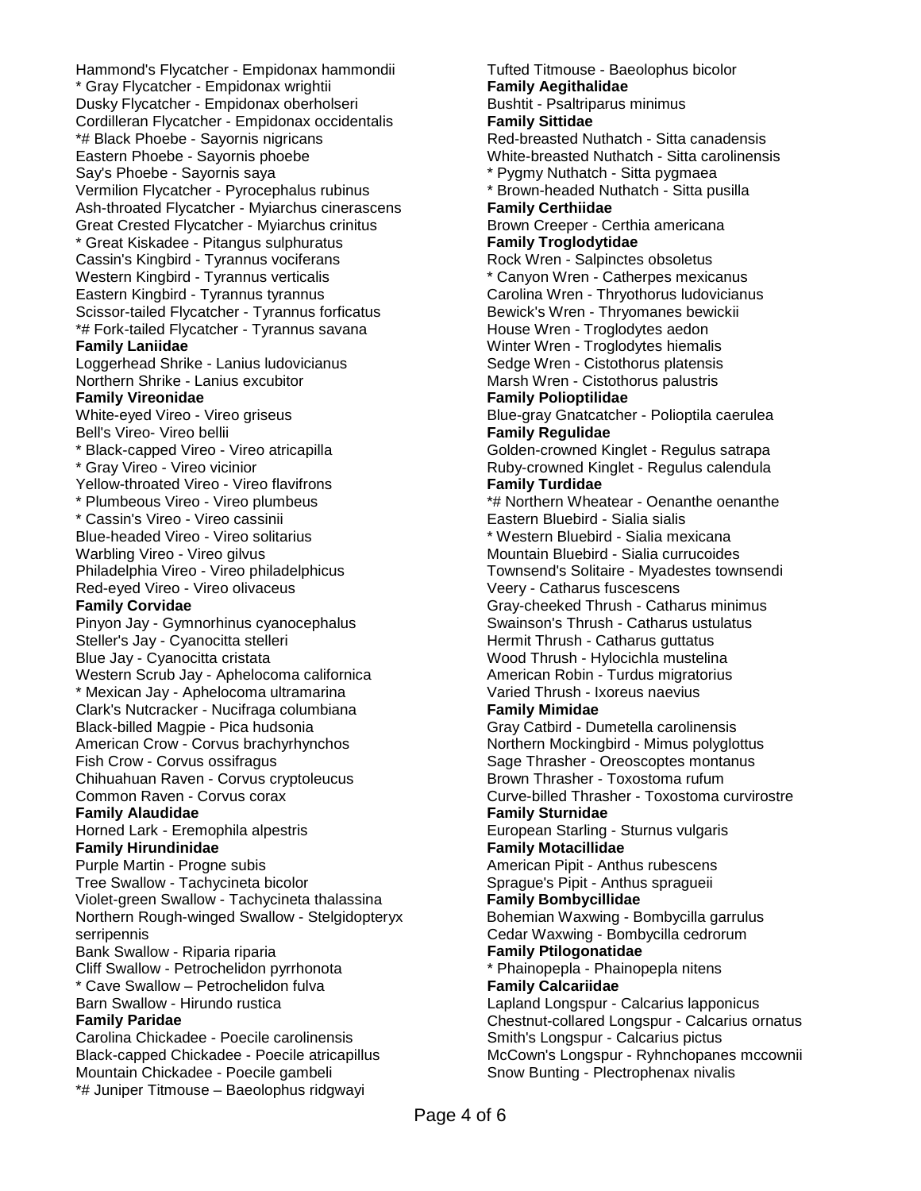Hammond's Flycatcher - Empidonax hammondii
* Gray Flycatcher - Empidonax wrightii
Dusky Flycatcher - Empidonax oberholseri
Cordilleran Flycatcher - Empidonax occidentalis
*# Black Phoebe - Sayornis nigricans
Eastern Phoebe - Sayornis phoebe
Say's Phoebe - Sayornis saya
Vermilion Flycatcher - Pyrocephalus rubinus
Ash-throated Flycatcher - Myiarchus cinerascens
Great Crested Flycatcher - Myiarchus crinitus
* Great Kiskadee - Pitangus sulphuratus
Cassin's Kingbird - Tyrannus vociferans
Western Kingbird - Tyrannus verticalis
Eastern Kingbird - Tyrannus tyrannus
Scissor-tailed Flycatcher - Tyrannus forficatus
*# Fork-tailed Flycatcher - Tyrannus savana

**Family Laniidae**

Loggerhead Shrike - Lanius ludovicianus
Northern Shrike - Lanius excubitor

**Family Vireonidae**

White-eyed Vireo - Vireo griseus
Bell's Vireo- Vireo bellii
* Black-capped Vireo - Vireo atricapilla
* Gray Vireo - Vireo vicinior
Yellow-throated Vireo - Vireo flavifrons
* Plumbeous Vireo - Vireo plumbeus
* Cassin's Vireo - Vireo cassinii
Blue-headed Vireo - Vireo solitarius
Warbling Vireo - Vireo gilvus
Philadelphia Vireo - Vireo philadelphicus
Red-eyed Vireo - Vireo olivaceus

**Family Corvidae**

Pinyon Jay - Gymnorhinus cyanocephalus
Steller's Jay - Cyanocitta stelleri
Blue Jay - Cyanocitta cristata
Western Scrub Jay - Aphelocoma californica
* Mexican Jay - Aphelocoma ultramarina
Clark's Nutcracker - Nucifraga columbiana
Black-billed Magpie - Pica hudsonia
American Crow - Corvus brachyrhynchos
Fish Crow - Corvus ossifragus
Chihuahuan Raven - Corvus cryptoleucus
Common Raven - Corvus corax

**Family Alaudidae**

Horned Lark - Eremophila alpestris

**Family Hirundinidae**

Purple Martin - Progne subis
Tree Swallow - Tachycineta bicolor
Violet-green Swallow - Tachycineta thalassina
Northern Rough-winged Swallow - Stelgidopteryx serripennis
Bank Swallow - Riparia riparia
Cliff Swallow - Petrochelidon pyrrhonota
* Cave Swallow – Petrochelidon fulva
Barn Swallow - Hirundo rustica

**Family Paridae**

Carolina Chickadee - Poecile carolinensis
Black-capped Chickadee - Poecile atricapillus
Mountain Chickadee - Poecile gambeli
*# Juniper Titmouse – Baeolophus ridgwayi
Tufted Titmouse - Baeolophus bicolor

**Family Aegithalidae**

Bushtit - Psaltriparus minimus

**Family Sittidae**

Red-breasted Nuthatch - Sitta canadensis
White-breasted Nuthatch - Sitta carolinensis
* Pygmy Nuthatch - Sitta pygmaea
* Brown-headed Nuthatch - Sitta pusilla

**Family Certhiidae**

Brown Creeper - Certhia americana

**Family Troglodytidae**

Rock Wren - Salpinctes obsoletus
* Canyon Wren - Catherpes mexicanus
Carolina Wren - Thryothorus ludovicianus
Bewick's Wren - Thryomanes bewickii
House Wren - Troglodytes aedon
Winter Wren - Troglodytes hiemalis
Sedge Wren - Cistothorus platensis
Marsh Wren - Cistothorus palustris

**Family Polioptilidae**

Blue-gray Gnatcatcher - Polioptila caerulea

**Family Regulidae**

Golden-crowned Kinglet - Regulus satrapa
Ruby-crowned Kinglet - Regulus calendula

**Family Turdidae**

*# Northern Wheatear - Oenanthe oenanthe
Eastern Bluebird - Sialia sialis
* Western Bluebird - Sialia mexicana
Mountain Bluebird - Sialia currucoides
Townsend's Solitaire - Myadestes townsendi
Veery - Catharus fuscescens
Gray-cheeked Thrush - Catharus minimus
Swainson's Thrush - Catharus ustulatus
Hermit Thrush - Catharus guttatus
Wood Thrush - Hylocichla mustelina
American Robin - Turdus migratorius
Varied Thrush - Ixoreus naevius

**Family Mimidae**

Gray Catbird - Dumetella carolinensis
Northern Mockingbird - Mimus polyglottus
Sage Thrasher - Oreoscoptes montanus
Brown Thrasher - Toxostoma rufum
Curve-billed Thrasher - Toxostoma curvirostre

**Family Sturnidae**

European Starling - Sturnus vulgaris

**Family Motacillidae**

American Pipit - Anthus rubescens
Sprague's Pipit - Anthus spragueii

**Family Bombycillidae**

Bohemian Waxwing - Bombycilla garrulus
Cedar Waxwing - Bombycilla cedrorum

**Family Ptilogonatidae**

* Phainopepla - Phainopepla nitens

**Family Calcariidae**

Lapland Longspur - Calcarius lapponicus
Chestnut-collared Longspur - Calcarius ornatus
Smith's Longspur - Calcarius pictus
McCown's Longspur - Ryhnchopanes mccownii
Snow Bunting - Plectrophenax nivalis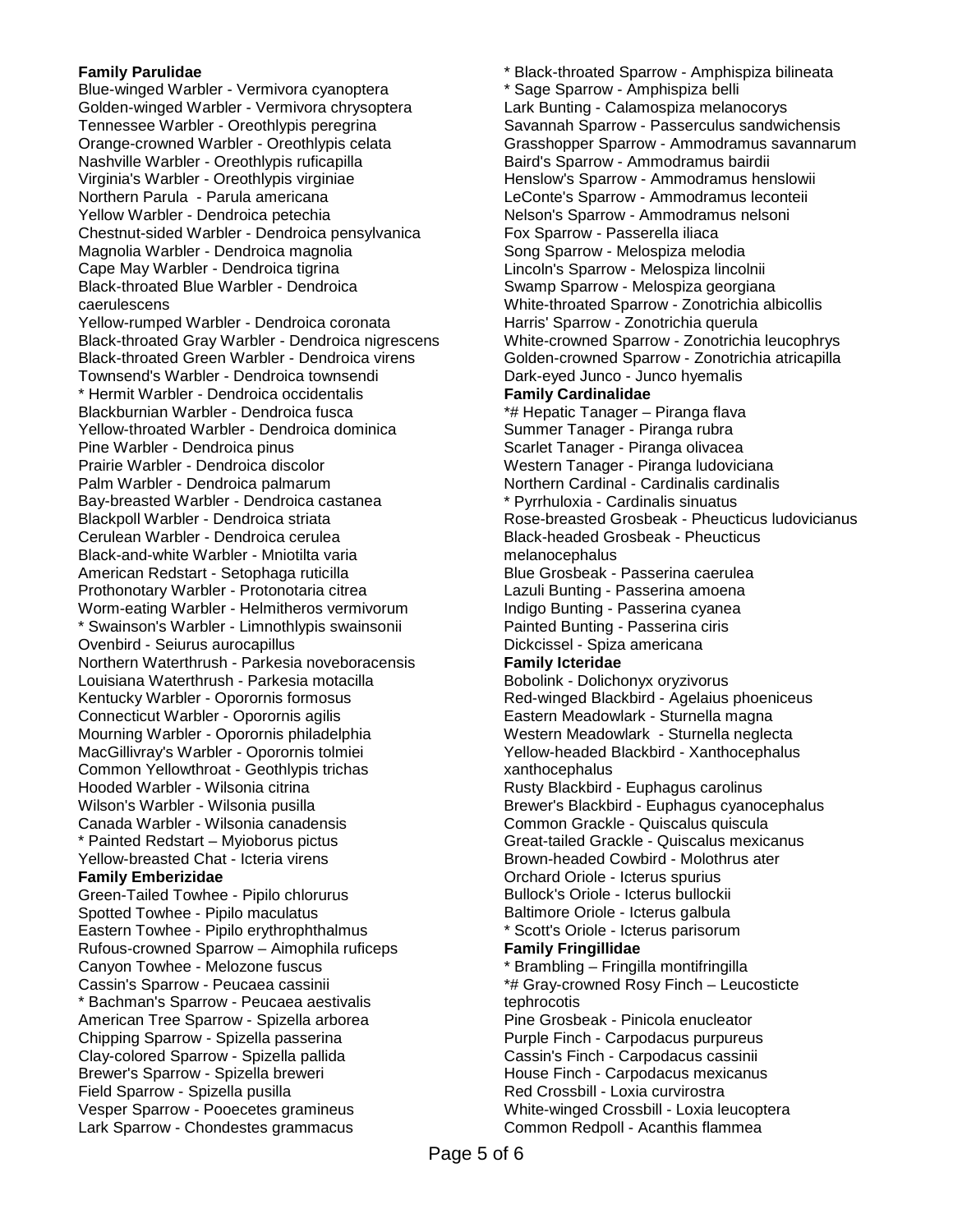**Family Parulidae**

Blue-winged Warbler - Vermivora cyanoptera
Golden-winged Warbler - Vermivora chrysoptera
Tennessee Warbler - Oreothlypis peregrina
Orange-crowned Warbler - Oreothlypis celata
Nashville Warbler - Oreothlypis ruficapilla
Virginia's Warbler - Oreothlypis virginiae
Northern Parula - Parula americana
Yellow Warbler - Dendroica petechia
Chestnut-sided Warbler - Dendroica pensylvanica
Magnolia Warbler - Dendroica magnolia
Cape May Warbler - Dendroica tigrina
Black-throated Blue Warbler - Dendroica caerulescens
Yellow-rumped Warbler - Dendroica coronata
Black-throated Gray Warbler - Dendroica nigrescens
Black-throated Green Warbler - Dendroica virens
Townsend's Warbler - Dendroica townsendi
* Hermit Warbler - Dendroica occidentalis
Blackburnian Warbler - Dendroica fusca
Yellow-throated Warbler - Dendroica dominica
Pine Warbler - Dendroica pinus
Prairie Warbler - Dendroica discolor
Palm Warbler - Dendroica palmarum
Bay-breasted Warbler - Dendroica castanea
Blackpoll Warbler - Dendroica striata
Cerulean Warbler - Dendroica cerulea
Black-and-white Warbler - Mniotilta varia
American Redstart - Setophaga ruticilla
Prothonotary Warbler - Protonotaria citrea
Worm-eating Warbler - Helmitheros vermivorum
* Swainson's Warbler - Limnothlypis swainsonii
Ovenbird - Seiurus aurocapillus
Northern Waterthrush - Parkesia noveboracensis
Louisiana Waterthrush - Parkesia motacilla
Kentucky Warbler - Oporornis formosus
Connecticut Warbler - Oporornis agilis
Mourning Warbler - Oporornis philadelphia
MacGillivray's Warbler - Oporornis tolmiei
Common Yellowthroat - Geothlypis trichas
Hooded Warbler - Wilsonia citrina
Wilson's Warbler - Wilsonia pusilla
Canada Warbler - Wilsonia canadensis
* Painted Redstart – Myioborus pictus
Yellow-breasted Chat - Icteria virens

**Family Emberizidae**

Green-Tailed Towhee - Pipilo chlorurus
Spotted Towhee - Pipilo maculatus
Eastern Towhee - Pipilo erythrophthalmus
Rufous-crowned Sparrow – Aimophila ruficeps
Canyon Towhee - Melozone fuscus
Cassin's Sparrow - Peucaea cassinii
* Bachman's Sparrow - Peucaea aestivalis
American Tree Sparrow - Spizella arborea
Chipping Sparrow - Spizella passerina
Clay-colored Sparrow - Spizella pallida
Brewer's Sparrow - Spizella breweri
Field Sparrow - Spizella pusilla
Vesper Sparrow - Pooecetes gramineus
Lark Sparrow - Chondestes grammacus
* Black-throated Sparrow - Amphispiza bilineata
* Sage Sparrow - Amphispiza belli
Lark Bunting - Calamospiza melanocorys
Savannah Sparrow - Passerculus sandwichensis
Grasshopper Sparrow - Ammodramus savannarum
Baird's Sparrow - Ammodramus bairdii
Henslow's Sparrow - Ammodramus henslowii
LeConte's Sparrow - Ammodramus leconteii
Nelson's Sparrow - Ammodramus nelsoni
Fox Sparrow - Passerella iliaca
Song Sparrow - Melospiza melodia
Lincoln's Sparrow - Melospiza lincolnii
Swamp Sparrow - Melospiza georgiana
White-throated Sparrow - Zonotrichia albicollis
Harris' Sparrow - Zonotrichia querula
White-crowned Sparrow - Zonotrichia leucophrys
Golden-crowned Sparrow - Zonotrichia atricapilla
Dark-eyed Junco - Junco hyemalis

**Family Cardinalidae**

*# Hepatic Tanager – Piranga flava
Summer Tanager - Piranga rubra
Scarlet Tanager - Piranga olivacea
Western Tanager - Piranga ludoviciana
Northern Cardinal - Cardinalis cardinalis
* Pyrrhuloxia - Cardinalis sinuatus
Rose-breasted Grosbeak - Pheucticus ludovicianus
Black-headed Grosbeak - Pheucticus melanocephalus
Blue Grosbeak - Passerina caerulea
Lazuli Bunting - Passerina amoena
Indigo Bunting - Passerina cyanea
Painted Bunting - Passerina ciris
Dickcissel - Spiza americana

**Family Icteridae**

Bobolink - Dolichonyx oryzivorus
Red-winged Blackbird - Agelaius phoeniceus
Eastern Meadowlark - Sturnella magna
Western Meadowlark - Sturnella neglecta
Yellow-headed Blackbird - Xanthocephalus xanthocephalus
Rusty Blackbird - Euphagus carolinus
Brewer's Blackbird - Euphagus cyanocephalus
Common Grackle - Quiscalus quiscula
Great-tailed Grackle - Quiscalus mexicanus
Brown-headed Cowbird - Molothrus ater
Orchard Oriole - Icterus spurius
Bullock's Oriole - Icterus bullockii
Baltimore Oriole - Icterus galbula
* Scott's Oriole - Icterus parisorum

**Family Fringillidae**

* Brambling – Fringilla montifringilla
*# Gray-crowned Rosy Finch – Leucosticte tephrocotis
Pine Grosbeak - Pinicola enucleator
Purple Finch - Carpodacus purpureus
Cassin's Finch - Carpodacus cassinii
House Finch - Carpodacus mexicanus
Red Crossbill - Loxia curvirostra
White-winged Crossbill - Loxia leucoptera
Common Redpoll - Acanthis flammea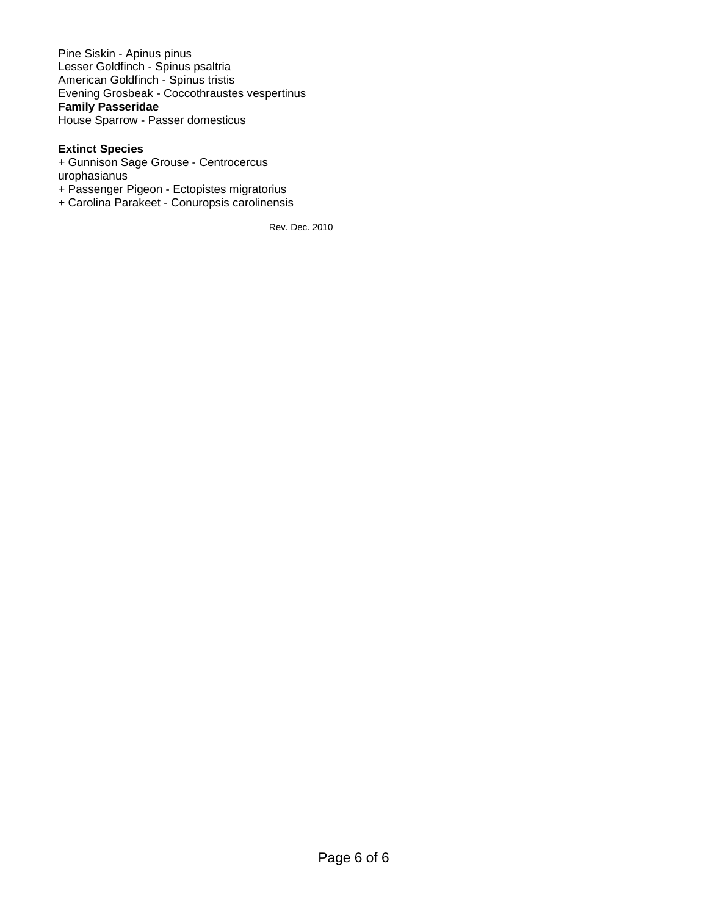Pine Siskin - Apinus pinus
Lesser Goldfinch - Spinus psaltria
American Goldfinch - Spinus tristis
Evening Grosbeak - Coccothraustes vespertinus

**Family Passeridae**

House Sparrow - Passer domesticus

**Extinct Species**

+ Gunnison Sage Grouse - Centrocercus urophasianus
+ Passenger Pigeon - Ectopistes migratorius
+ Carolina Parakeet - Conuropsis carolinensis

Rev. Dec. 2010